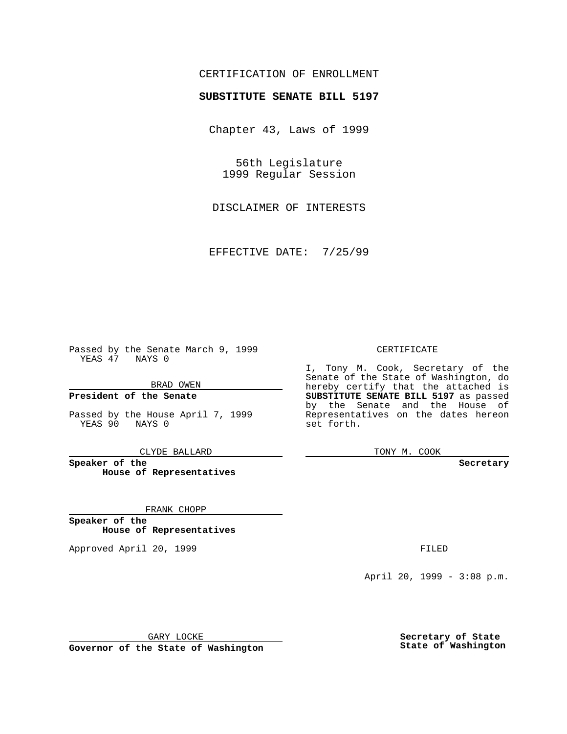CERTIFICATION OF ENROLLMENT

**SUBSTITUTE SENATE BILL 5197**

Chapter 43, Laws of 1999

56th Legislature
1999 Regular Session

DISCLAIMER OF INTERESTS

EFFECTIVE DATE: 7/25/99

Passed by the Senate March 9, 1999
YEAS 47 NAYS 0

BRAD OWEN

**President of the Senate**

Passed by the House April 7, 1999
YEAS 90 NAYS 0

CLYDE BALLARD

**Speaker of the House of Representatives**

FRANK CHOPP

**Speaker of the House of Representatives**

Approved April 20, 1999

GARY LOCKE

**Governor of the State of Washington**

CERTIFICATE

I, Tony M. Cook, Secretary of the Senate of the State of Washington, do hereby certify that the attached is **SUBSTITUTE SENATE BILL 5197** as passed by the Senate and the House of Representatives on the dates hereon set forth.

TONY M. COOK

**Secretary**

FILED

April 20, 1999 - 3:08 p.m.

**Secretary of State**
**State of Washington**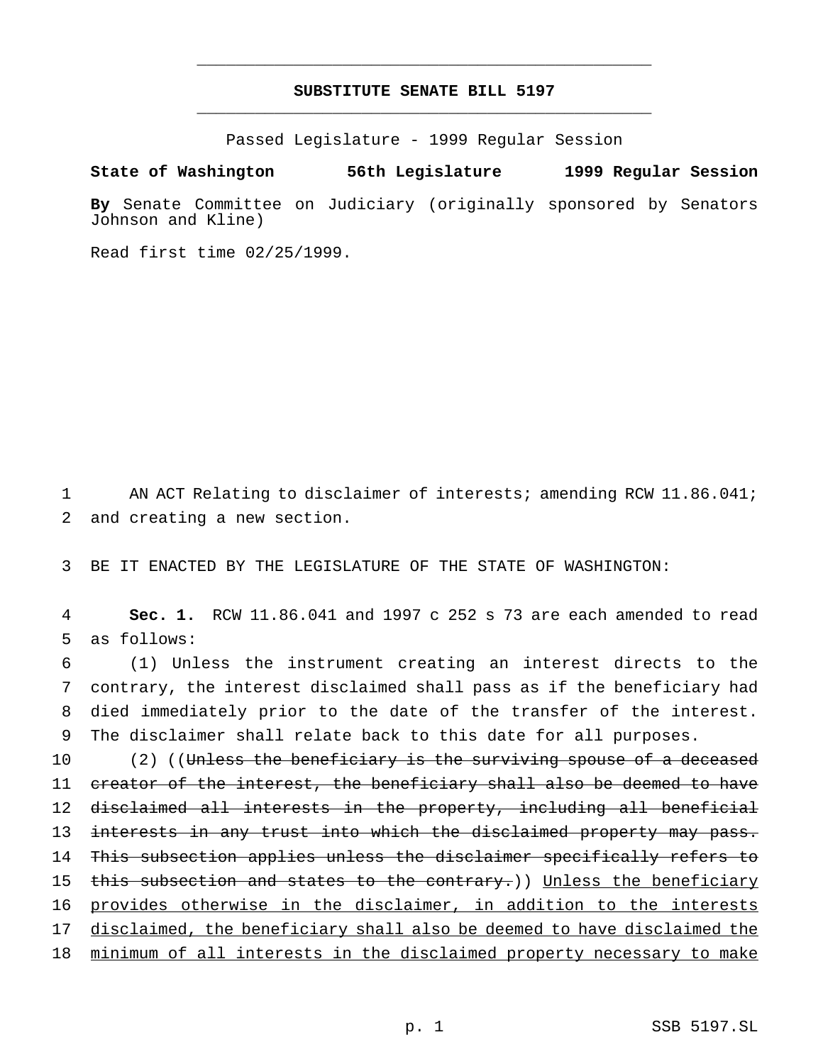# SUBSTITUTE SENATE BILL 5197

Passed Legislature - 1999 Regular Session

**State of Washington 56th Legislature 1999 Regular Session**

**By** Senate Committee on Judiciary (originally sponsored by Senators Johnson and Kline)

Read first time 02/25/1999.

1 AN ACT Relating to disclaimer of interests; amending RCW 11.86.041;
2 and creating a new section.

3 BE IT ENACTED BY THE LEGISLATURE OF THE STATE OF WASHINGTON:

4 **Sec. 1.** RCW 11.86.041 and 1997 c 252 s 73 are each amended to read
5 as follows:

6 (1) Unless the instrument creating an interest directs to the
7 contrary, the interest disclaimed shall pass as if the beneficiary had
8 died immediately prior to the date of the transfer of the interest.
9 The disclaimer shall relate back to this date for all purposes.

10 (2) ((~~Unless the beneficiary is the surviving spouse of a deceased~~
11 ~~creator of the interest, the beneficiary shall also be deemed to have~~
12 ~~disclaimed all interests in the property, including all beneficial~~
13 ~~interests in any trust into which the disclaimed property may pass.~~
14 ~~This subsection applies unless the disclaimer specifically refers to~~
15 ~~this subsection and states to the contrary.~~)) <u>Unless the beneficiary</u>
16 <u>provides otherwise in the disclaimer, in addition to the interests</u>
17 <u>disclaimed, the beneficiary shall also be deemed to have disclaimed the</u>
18 <u>minimum of all interests in the disclaimed property necessary to make</u>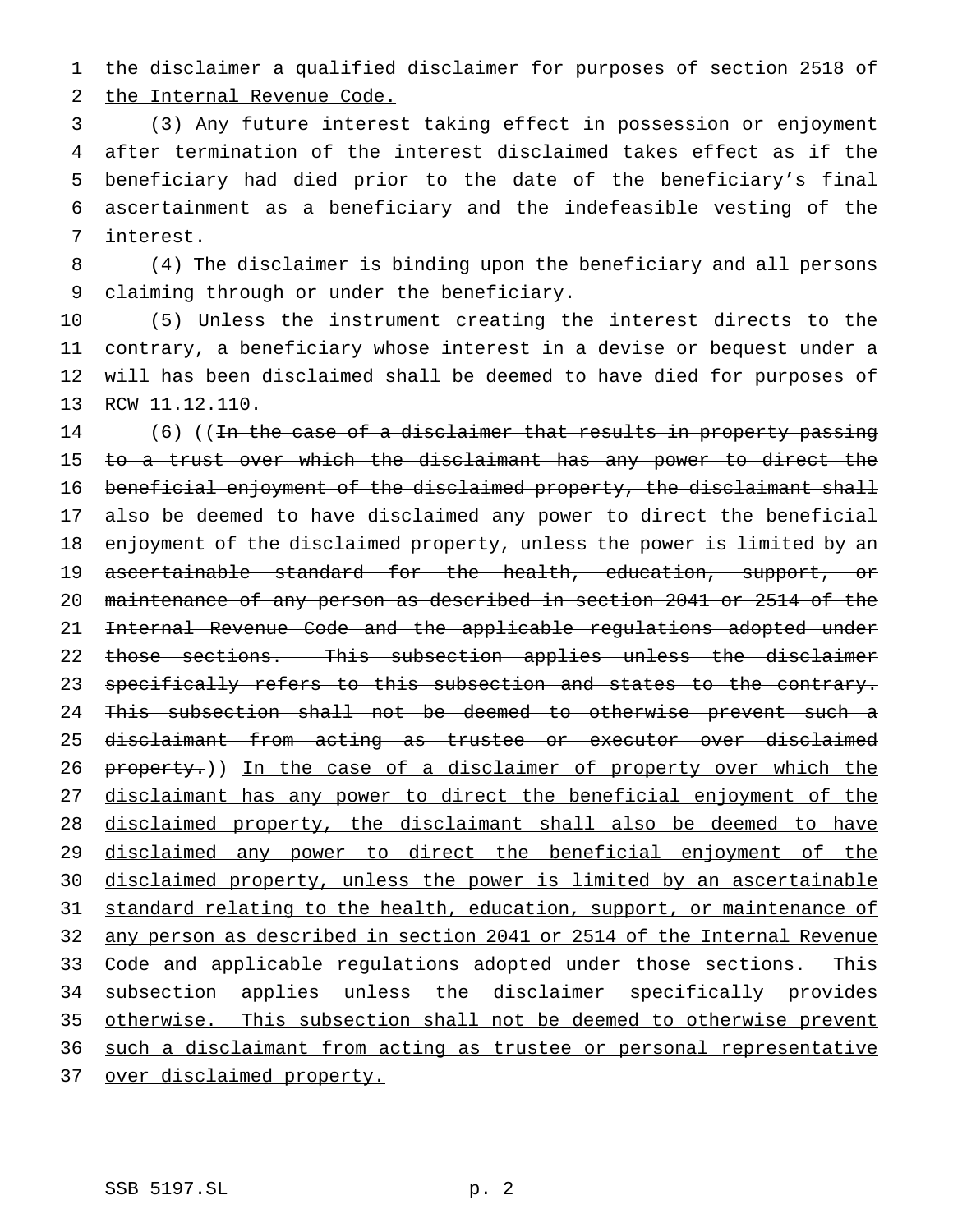the disclaimer a qualified disclaimer for purposes of section 2518 of the Internal Revenue Code.

(3) Any future interest taking effect in possession or enjoyment after termination of the interest disclaimed takes effect as if the beneficiary had died prior to the date of the beneficiary's final ascertainment as a beneficiary and the indefeasible vesting of the interest.

(4) The disclaimer is binding upon the beneficiary and all persons claiming through or under the beneficiary.

(5) Unless the instrument creating the interest directs to the contrary, a beneficiary whose interest in a devise or bequest under a will has been disclaimed shall be deemed to have died for purposes of RCW 11.12.110.

(6) ((~~In the case of a disclaimer that results in property passing to a trust over which the disclaimant has any power to direct the beneficial enjoyment of the disclaimed property, the disclaimant shall also be deemed to have disclaimed any power to direct the beneficial enjoyment of the disclaimed property, unless the power is limited by an ascertainable standard for the health, education, support, or maintenance of any person as described in section 2041 or 2514 of the Internal Revenue Code and the applicable regulations adopted under those sections. This subsection applies unless the disclaimer specifically refers to this subsection and states to the contrary. This subsection shall not be deemed to otherwise prevent such a disclaimant from acting as trustee or executor over disclaimed property.~~)) In the case of a disclaimer of property over which the disclaimant has any power to direct the beneficial enjoyment of the disclaimed property, the disclaimant shall also be deemed to have disclaimed any power to direct the beneficial enjoyment of the disclaimed property, unless the power is limited by an ascertainable standard relating to the health, education, support, or maintenance of any person as described in section 2041 or 2514 of the Internal Revenue Code and applicable regulations adopted under those sections. This subsection applies unless the disclaimer specifically provides otherwise. This subsection shall not be deemed to otherwise prevent such a disclaimant from acting as trustee or personal representative over disclaimed property.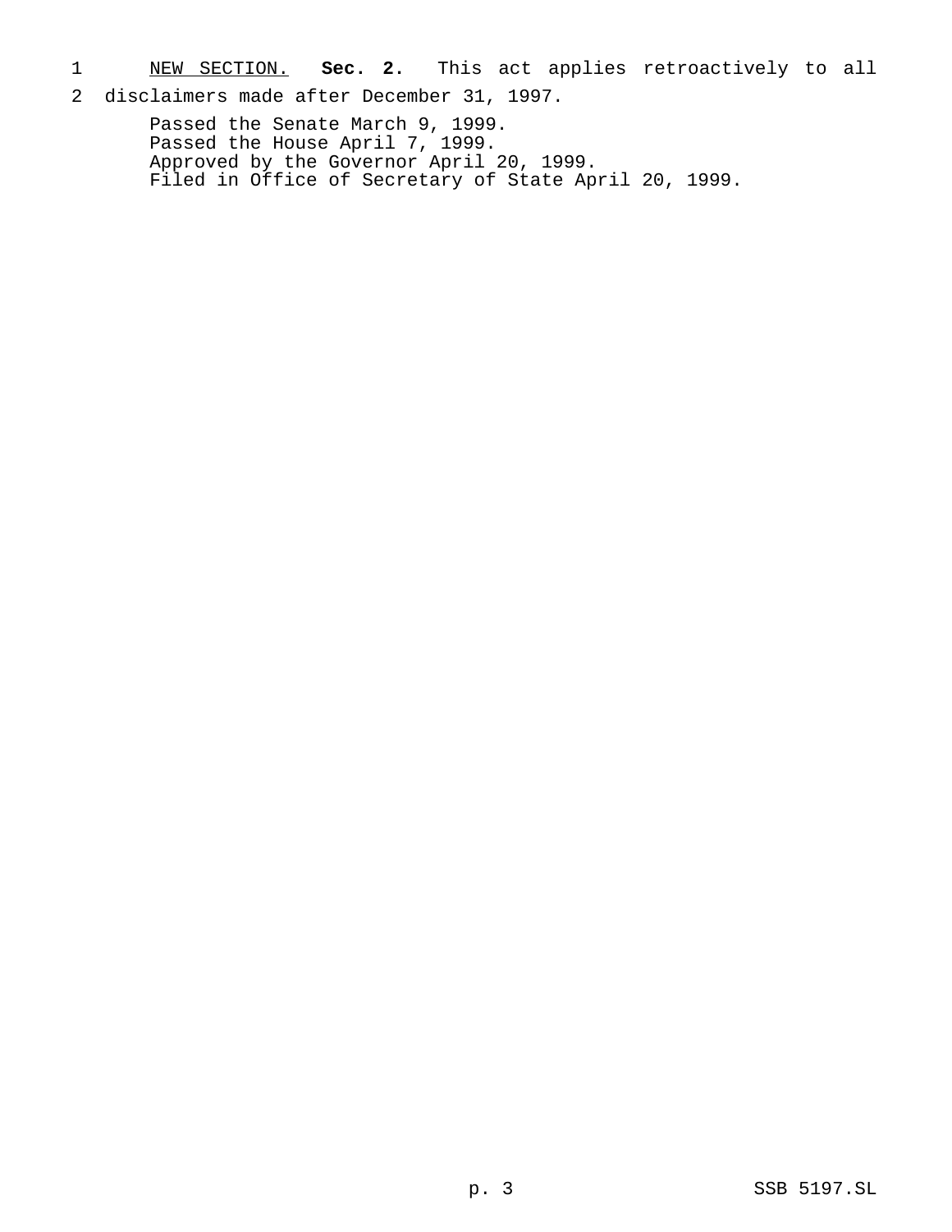<u>NEW SECTION.</u> **Sec. 2.** This act applies retroactively to all disclaimers made after December 31, 1997.

Passed the Senate March 9, 1999.
Passed the House April 7, 1999.
Approved by the Governor April 20, 1999.
Filed in Office of Secretary of State April 20, 1999.